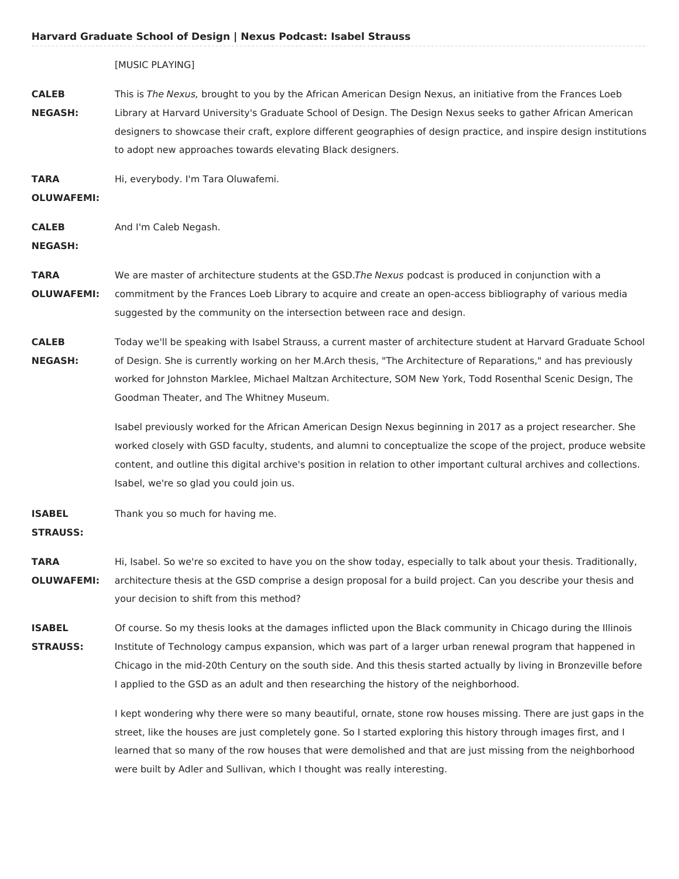[MUSIC PLAYING]

**CALEB NEGASH:** This is *The Nexus,* brought to you by the African American Design Nexus, an initiative from the Frances Loeb Library at Harvard University's Graduate School of Design. The Design Nexus seeks to gather African American designers to showcase their craft, explore different geographies of design practice, and inspire design institutions to adopt new approaches towards elevating Black designers.

**TARA OLUWAFEMI:** Hi, everybody. I'm Tara Oluwafemi.

**CALEB NEGASH:** And I'm Caleb Negash.

**TARA OLUWAFEMI:** We are master of architecture students at the GSD.*The Nexus* podcast is produced in conjunction with a commitment by the Frances Loeb Library to acquire and create an open-access bibliography of various media suggested by the community on the intersection between race and design.

**CALEB NEGASH:** Today we'll be speaking with Isabel Strauss, a current master of architecture student at Harvard Graduate School of Design. She is currently working on her M.Arch thesis, "The Architecture of Reparations," and has previously worked for Johnston Marklee, Michael Maltzan Architecture, SOM New York, Todd Rosenthal Scenic Design, The Goodman Theater, and The Whitney Museum.

Isabel previously worked for the African American Design Nexus beginning in 2017 as a project researcher. She worked closely with GSD faculty, students, and alumni to conceptualize the scope of the project, produce website content, and outline this digital archive's position in relation to other important cultural archives and collections. Isabel, we're so glad you could join us.

**ISABEL STRAUSS:** Thank you so much for having me.

**TARA OLUWAFEMI:** Hi, Isabel. So we're so excited to have you on the show today, especially to talk about your thesis. Traditionally, architecture thesis at the GSD comprise a design proposal for a build project. Can you describe your thesis and your decision to shift from this method?

**ISABEL STRAUSS:** Of course. So my thesis looks at the damages inflicted upon the Black community in Chicago during the Illinois Institute of Technology campus expansion, which was part of a larger urban renewal program that happened in Chicago in the mid-20th Century on the south side. And this thesis started actually by living in Bronzeville before I applied to the GSD as an adult and then researching the history of the neighborhood.

I kept wondering why there were so many beautiful, ornate, stone row houses missing. There are just gaps in the street, like the houses are just completely gone. So I started exploring this history through images first, and I learned that so many of the row houses that were demolished and that are just missing from the neighborhood were built by Adler and Sullivan, which I thought was really interesting.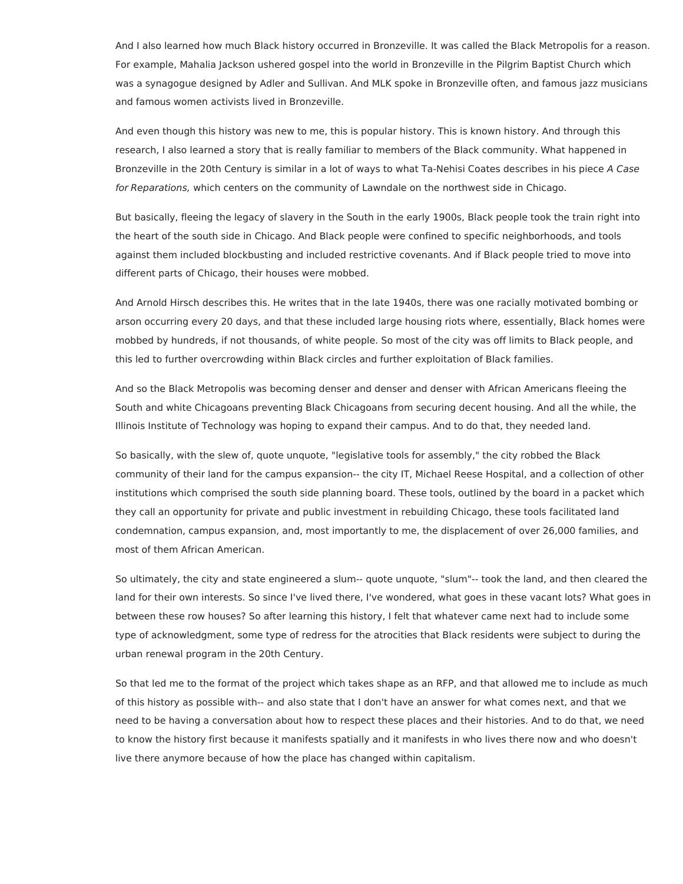And I also learned how much Black history occurred in Bronzeville. It was called the Black Metropolis for a reason. For example, Mahalia Jackson ushered gospel into the world in Bronzeville in the Pilgrim Baptist Church which was a synagogue designed by Adler and Sullivan. And MLK spoke in Bronzeville often, and famous jazz musicians and famous women activists lived in Bronzeville.

And even though this history was new to me, this is popular history. This is known history. And through this research, I also learned a story that is really familiar to members of the Black community. What happened in Bronzeville in the 20th Century is similar in a lot of ways to what Ta-Nehisi Coates describes in his piece *A Case for Reparations,* which centers on the community of Lawndale on the northwest side in Chicago.

But basically, fleeing the legacy of slavery in the South in the early 1900s, Black people took the train right into the heart of the south side in Chicago. And Black people were confined to specific neighborhoods, and tools against them included blockbusting and included restrictive covenants. And if Black people tried to move into different parts of Chicago, their houses were mobbed.

And Arnold Hirsch describes this. He writes that in the late 1940s, there was one racially motivated bombing or arson occurring every 20 days, and that these included large housing riots where, essentially, Black homes were mobbed by hundreds, if not thousands, of white people. So most of the city was off limits to Black people, and this led to further overcrowding within Black circles and further exploitation of Black families.

And so the Black Metropolis was becoming denser and denser and denser with African Americans fleeing the South and white Chicagoans preventing Black Chicagoans from securing decent housing. And all the while, the Illinois Institute of Technology was hoping to expand their campus. And to do that, they needed land.

So basically, with the slew of, quote unquote, "legislative tools for assembly," the city robbed the Black community of their land for the campus expansion-- the city IT, Michael Reese Hospital, and a collection of other institutions which comprised the south side planning board. These tools, outlined by the board in a packet which they call an opportunity for private and public investment in rebuilding Chicago, these tools facilitated land condemnation, campus expansion, and, most importantly to me, the displacement of over 26,000 families, and most of them African American.

So ultimately, the city and state engineered a slum-- quote unquote, "slum"-- took the land, and then cleared the land for their own interests. So since I've lived there, I've wondered, what goes in these vacant lots? What goes in between these row houses? So after learning this history, I felt that whatever came next had to include some type of acknowledgment, some type of redress for the atrocities that Black residents were subject to during the urban renewal program in the 20th Century.

So that led me to the format of the project which takes shape as an RFP, and that allowed me to include as much of this history as possible with-- and also state that I don't have an answer for what comes next, and that we need to be having a conversation about how to respect these places and their histories. And to do that, we need to know the history first because it manifests spatially and it manifests in who lives there now and who doesn't live there anymore because of how the place has changed within capitalism.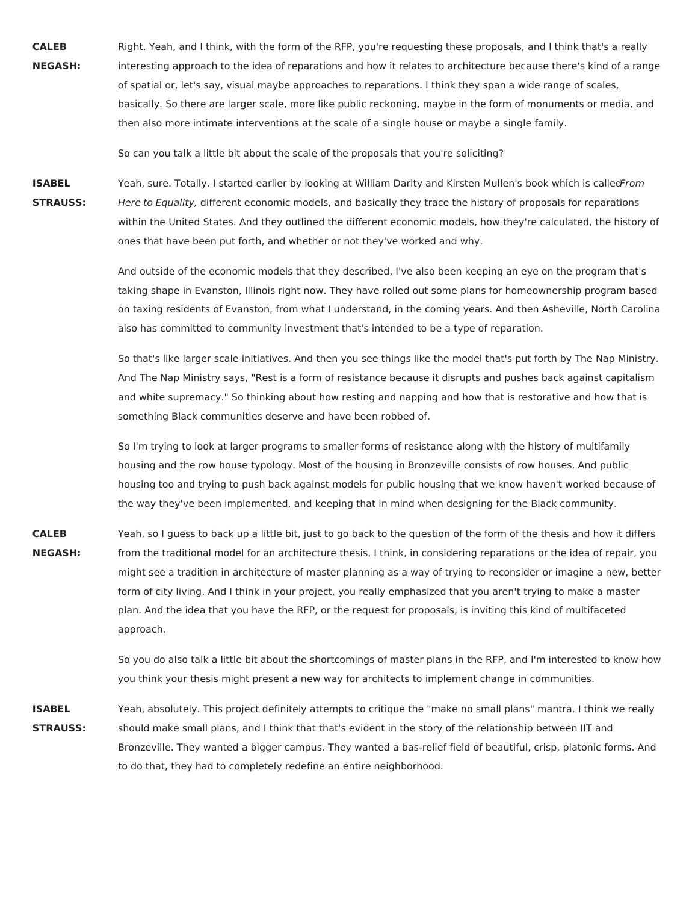**CALEB NEGASH:** Right. Yeah, and I think, with the form of the RFP, you're requesting these proposals, and I think that's a really interesting approach to the idea of reparations and how it relates to architecture because there's kind of a range of spatial or, let's say, visual maybe approaches to reparations. I think they span a wide range of scales, basically. So there are larger scale, more like public reckoning, maybe in the form of monuments or media, and then also more intimate interventions at the scale of a single house or maybe a single family.

So can you talk a little bit about the scale of the proposals that you're soliciting?

**ISABEL STRAUSS:** Yeah, sure. Totally. I started earlier by looking at William Darity and Kirsten Mullen's book which is called *From Here to Equality,* different economic models, and basically they trace the history of proposals for reparations within the United States. And they outlined the different economic models, how they're calculated, the history of ones that have been put forth, and whether or not they've worked and why.

And outside of the economic models that they described, I've also been keeping an eye on the program that's taking shape in Evanston, Illinois right now. They have rolled out some plans for homeownership program based on taxing residents of Evanston, from what I understand, in the coming years. And then Asheville, North Carolina also has committed to community investment that's intended to be a type of reparation.

So that's like larger scale initiatives. And then you see things like the model that's put forth by The Nap Ministry. And The Nap Ministry says, "Rest is a form of resistance because it disrupts and pushes back against capitalism and white supremacy." So thinking about how resting and napping and how that is restorative and how that is something Black communities deserve and have been robbed of.

So I'm trying to look at larger programs to smaller forms of resistance along with the history of multifamily housing and the row house typology. Most of the housing in Bronzeville consists of row houses. And public housing too and trying to push back against models for public housing that we know haven't worked because of the way they've been implemented, and keeping that in mind when designing for the Black community.

**CALEB NEGASH:** Yeah, so I guess to back up a little bit, just to go back to the question of the form of the thesis and how it differs from the traditional model for an architecture thesis, I think, in considering reparations or the idea of repair, you might see a tradition in architecture of master planning as a way of trying to reconsider or imagine a new, better form of city living. And I think in your project, you really emphasized that you aren't trying to make a master plan. And the idea that you have the RFP, or the request for proposals, is inviting this kind of multifaceted approach.

So you do also talk a little bit about the shortcomings of master plans in the RFP, and I'm interested to know how you think your thesis might present a new way for architects to implement change in communities.

**ISABEL STRAUSS:** Yeah, absolutely. This project definitely attempts to critique the "make no small plans" mantra. I think we really should make small plans, and I think that that's evident in the story of the relationship between IIT and Bronzeville. They wanted a bigger campus. They wanted a bas-relief field of beautiful, crisp, platonic forms. And to do that, they had to completely redefine an entire neighborhood.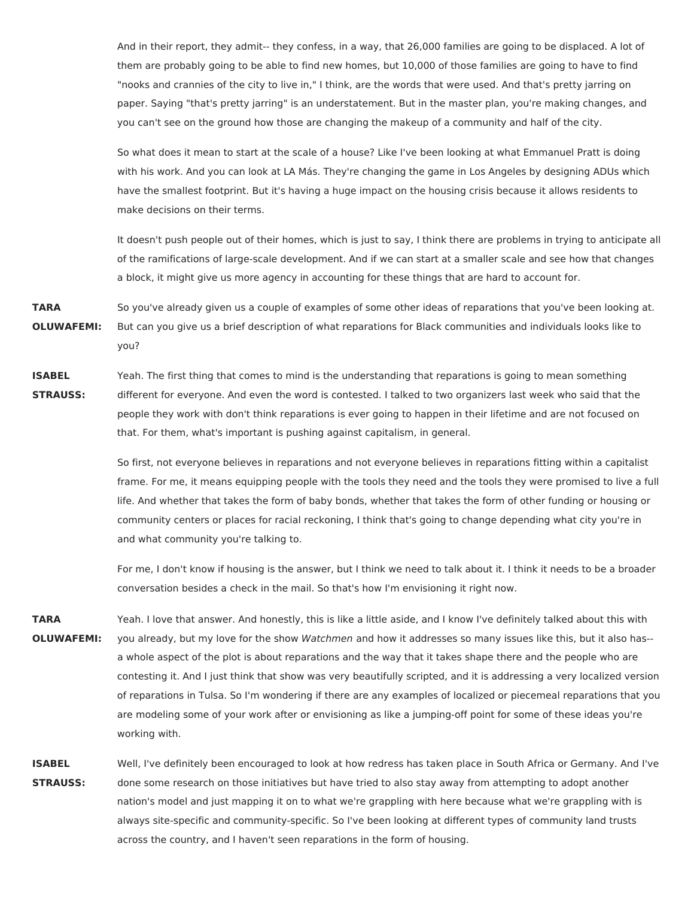And in their report, they admit-- they confess, in a way, that 26,000 families are going to be displaced. A lot of them are probably going to be able to find new homes, but 10,000 of those families are going to have to find "nooks and crannies of the city to live in," I think, are the words that were used. And that's pretty jarring on paper. Saying "that's pretty jarring" is an understatement. But in the master plan, you're making changes, and you can't see on the ground how those are changing the makeup of a community and half of the city.

So what does it mean to start at the scale of a house? Like I've been looking at what Emmanuel Pratt is doing with his work. And you can look at LA Más. They're changing the game in Los Angeles by designing ADUs which have the smallest footprint. But it's having a huge impact on the housing crisis because it allows residents to make decisions on their terms.

It doesn't push people out of their homes, which is just to say, I think there are problems in trying to anticipate all of the ramifications of large-scale development. And if we can start at a smaller scale and see how that changes a block, it might give us more agency in accounting for these things that are hard to account for.

**TARA OLUWAFEMI:** So you've already given us a couple of examples of some other ideas of reparations that you've been looking at. But can you give us a brief description of what reparations for Black communities and individuals looks like to you?

**ISABEL STRAUSS:** Yeah. The first thing that comes to mind is the understanding that reparations is going to mean something different for everyone. And even the word is contested. I talked to two organizers last week who said that the people they work with don't think reparations is ever going to happen in their lifetime and are not focused on that. For them, what's important is pushing against capitalism, in general.

So first, not everyone believes in reparations and not everyone believes in reparations fitting within a capitalist frame. For me, it means equipping people with the tools they need and the tools they were promised to live a full life. And whether that takes the form of baby bonds, whether that takes the form of other funding or housing or community centers or places for racial reckoning, I think that's going to change depending what city you're in and what community you're talking to.

For me, I don't know if housing is the answer, but I think we need to talk about it. I think it needs to be a broader conversation besides a check in the mail. So that's how I'm envisioning it right now.

**TARA OLUWAFEMI:** Yeah. I love that answer. And honestly, this is like a little aside, and I know I've definitely talked about this with you already, but my love for the show *Watchmen* and how it addresses so many issues like this, but it also has-- a whole aspect of the plot is about reparations and the way that it takes shape there and the people who are contesting it. And I just think that show was very beautifully scripted, and it is addressing a very localized version of reparations in Tulsa. So I'm wondering if there are any examples of localized or piecemeal reparations that you are modeling some of your work after or envisioning as like a jumping-off point for some of these ideas you're working with.

**ISABEL STRAUSS:** Well, I've definitely been encouraged to look at how redress has taken place in South Africa or Germany. And I've done some research on those initiatives but have tried to also stay away from attempting to adopt another nation's model and just mapping it on to what we're grappling with here because what we're grappling with is always site-specific and community-specific. So I've been looking at different types of community land trusts across the country, and I haven't seen reparations in the form of housing.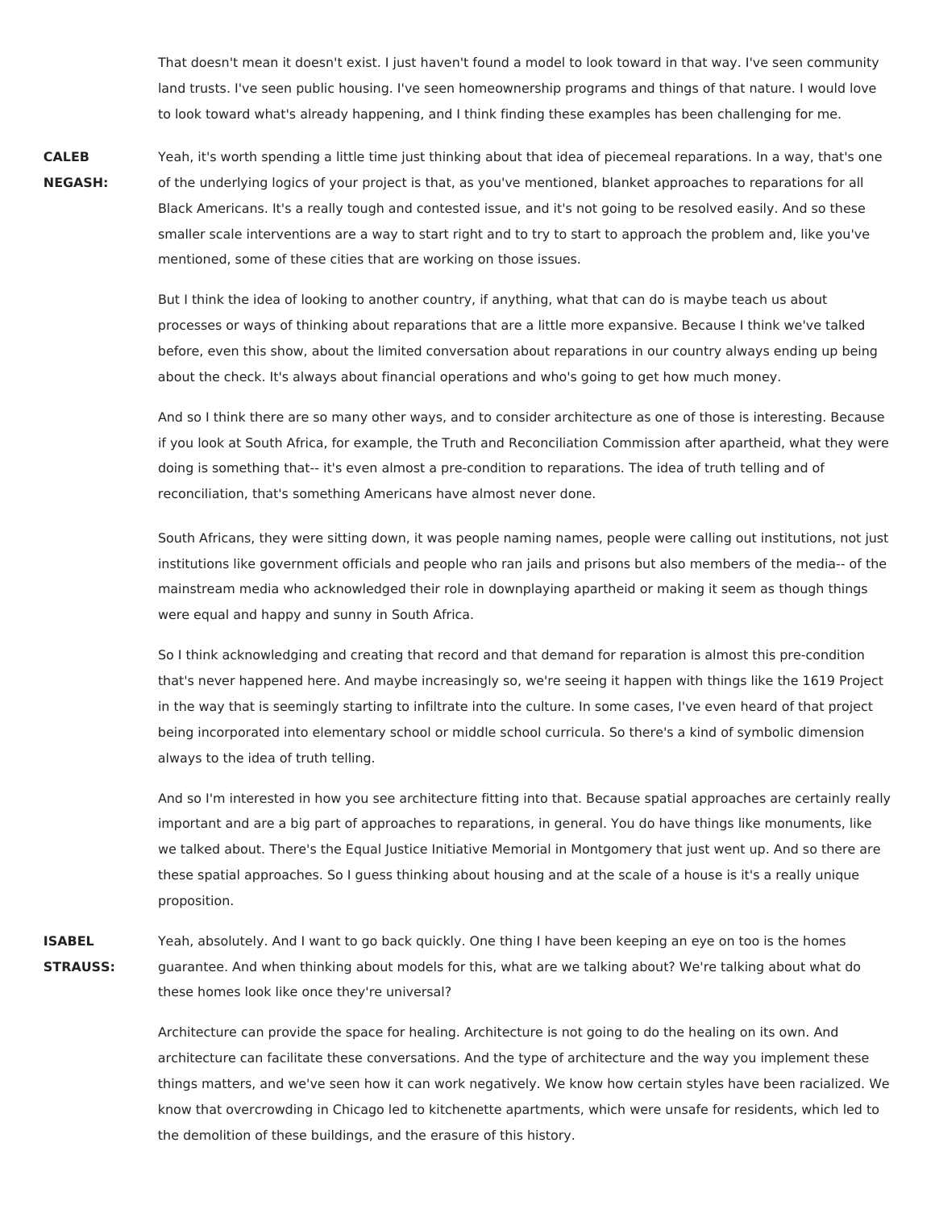That doesn't mean it doesn't exist. I just haven't found a model to look toward in that way. I've seen community land trusts. I've seen public housing. I've seen homeownership programs and things of that nature. I would love to look toward what's already happening, and I think finding these examples has been challenging for me.

**CALEB NEGASH:** Yeah, it's worth spending a little time just thinking about that idea of piecemeal reparations. In a way, that's one of the underlying logics of your project is that, as you've mentioned, blanket approaches to reparations for all Black Americans. It's a really tough and contested issue, and it's not going to be resolved easily. And so these smaller scale interventions are a way to start right and to try to start to approach the problem and, like you've mentioned, some of these cities that are working on those issues.

But I think the idea of looking to another country, if anything, what that can do is maybe teach us about processes or ways of thinking about reparations that are a little more expansive. Because I think we've talked before, even this show, about the limited conversation about reparations in our country always ending up being about the check. It's always about financial operations and who's going to get how much money.

And so I think there are so many other ways, and to consider architecture as one of those is interesting. Because if you look at South Africa, for example, the Truth and Reconciliation Commission after apartheid, what they were doing is something that-- it's even almost a pre-condition to reparations. The idea of truth telling and of reconciliation, that's something Americans have almost never done.

South Africans, they were sitting down, it was people naming names, people were calling out institutions, not just institutions like government officials and people who ran jails and prisons but also members of the media-- of the mainstream media who acknowledged their role in downplaying apartheid or making it seem as though things were equal and happy and sunny in South Africa.

So I think acknowledging and creating that record and that demand for reparation is almost this pre-condition that's never happened here. And maybe increasingly so, we're seeing it happen with things like the 1619 Project in the way that is seemingly starting to infiltrate into the culture. In some cases, I've even heard of that project being incorporated into elementary school or middle school curricula. So there's a kind of symbolic dimension always to the idea of truth telling.

And so I'm interested in how you see architecture fitting into that. Because spatial approaches are certainly really important and are a big part of approaches to reparations, in general. You do have things like monuments, like we talked about. There's the Equal Justice Initiative Memorial in Montgomery that just went up. And so there are these spatial approaches. So I guess thinking about housing and at the scale of a house is it's a really unique proposition.

**ISABEL STRAUSS:** Yeah, absolutely. And I want to go back quickly. One thing I have been keeping an eye on too is the homes guarantee. And when thinking about models for this, what are we talking about? We're talking about what do these homes look like once they're universal?

Architecture can provide the space for healing. Architecture is not going to do the healing on its own. And architecture can facilitate these conversations. And the type of architecture and the way you implement these things matters, and we've seen how it can work negatively. We know how certain styles have been racialized. We know that overcrowding in Chicago led to kitchenette apartments, which were unsafe for residents, which led to the demolition of these buildings, and the erasure of this history.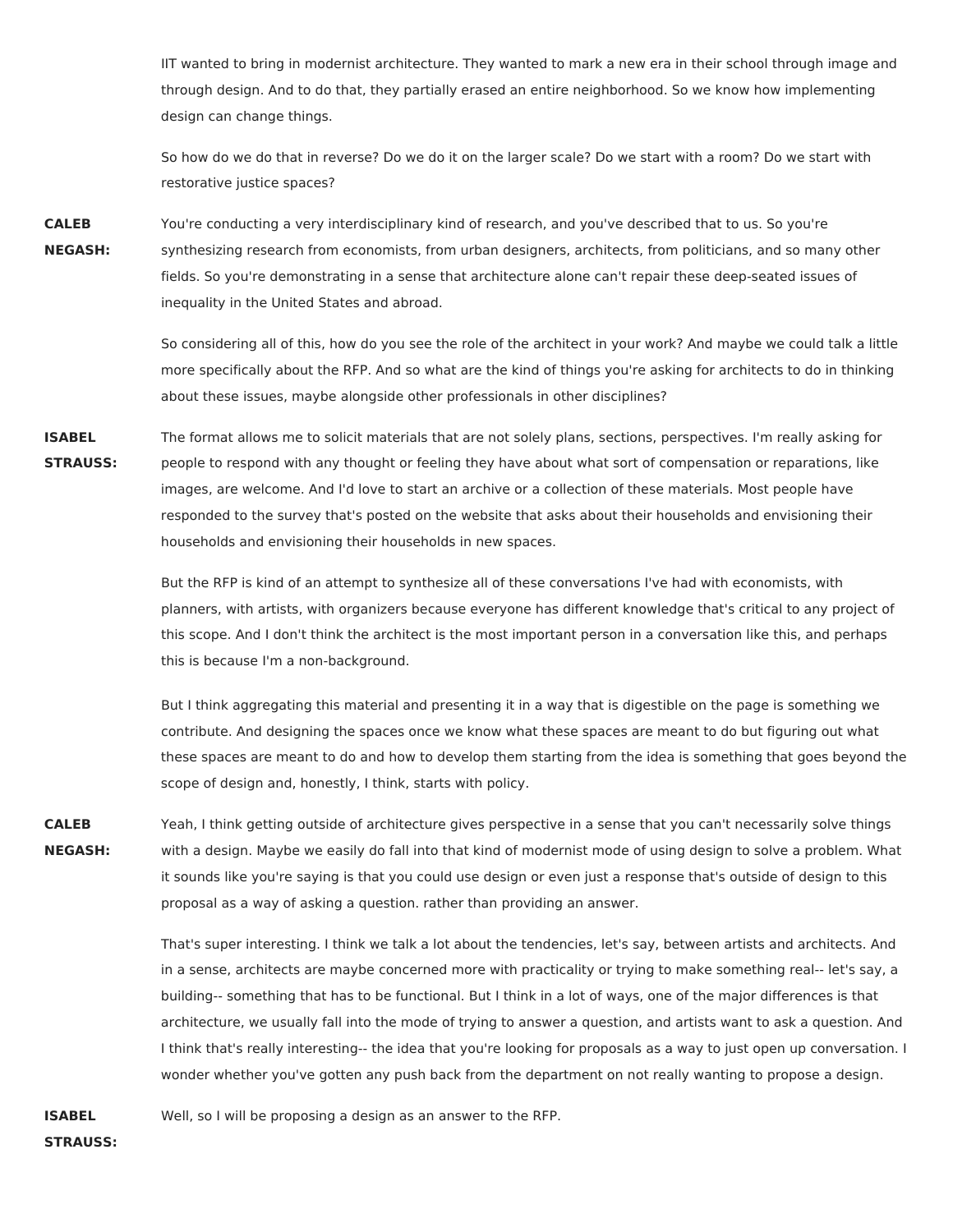IIT wanted to bring in modernist architecture. They wanted to mark a new era in their school through image and through design. And to do that, they partially erased an entire neighborhood. So we know how implementing design can change things.

So how do we do that in reverse? Do we do it on the larger scale? Do we start with a room? Do we start with restorative justice spaces?

**CALEB NEGASH:** You're conducting a very interdisciplinary kind of research, and you've described that to us. So you're synthesizing research from economists, from urban designers, architects, from politicians, and so many other fields. So you're demonstrating in a sense that architecture alone can't repair these deep-seated issues of inequality in the United States and abroad.

So considering all of this, how do you see the role of the architect in your work? And maybe we could talk a little more specifically about the RFP. And so what are the kind of things you're asking for architects to do in thinking about these issues, maybe alongside other professionals in other disciplines?

**ISABEL STRAUSS:** The format allows me to solicit materials that are not solely plans, sections, perspectives. I'm really asking for people to respond with any thought or feeling they have about what sort of compensation or reparations, like images, are welcome. And I'd love to start an archive or a collection of these materials. Most people have responded to the survey that's posted on the website that asks about their households and envisioning their households and envisioning their households in new spaces.

But the RFP is kind of an attempt to synthesize all of these conversations I've had with economists, with planners, with artists, with organizers because everyone has different knowledge that's critical to any project of this scope. And I don't think the architect is the most important person in a conversation like this, and perhaps this is because I'm a non-background.

But I think aggregating this material and presenting it in a way that is digestible on the page is something we contribute. And designing the spaces once we know what these spaces are meant to do but figuring out what these spaces are meant to do and how to develop them starting from the idea is something that goes beyond the scope of design and, honestly, I think, starts with policy.

**CALEB NEGASH:** Yeah, I think getting outside of architecture gives perspective in a sense that you can't necessarily solve things with a design. Maybe we easily do fall into that kind of modernist mode of using design to solve a problem. What it sounds like you're saying is that you could use design or even just a response that's outside of design to this proposal as a way of asking a question. rather than providing an answer.

That's super interesting. I think we talk a lot about the tendencies, let's say, between artists and architects. And in a sense, architects are maybe concerned more with practicality or trying to make something real-- let's say, a building-- something that has to be functional. But I think in a lot of ways, one of the major differences is that architecture, we usually fall into the mode of trying to answer a question, and artists want to ask a question. And I think that's really interesting-- the idea that you're looking for proposals as a way to just open up conversation. I wonder whether you've gotten any push back from the department on not really wanting to propose a design.

**ISABEL STRAUSS:** Well, so I will be proposing a design as an answer to the RFP.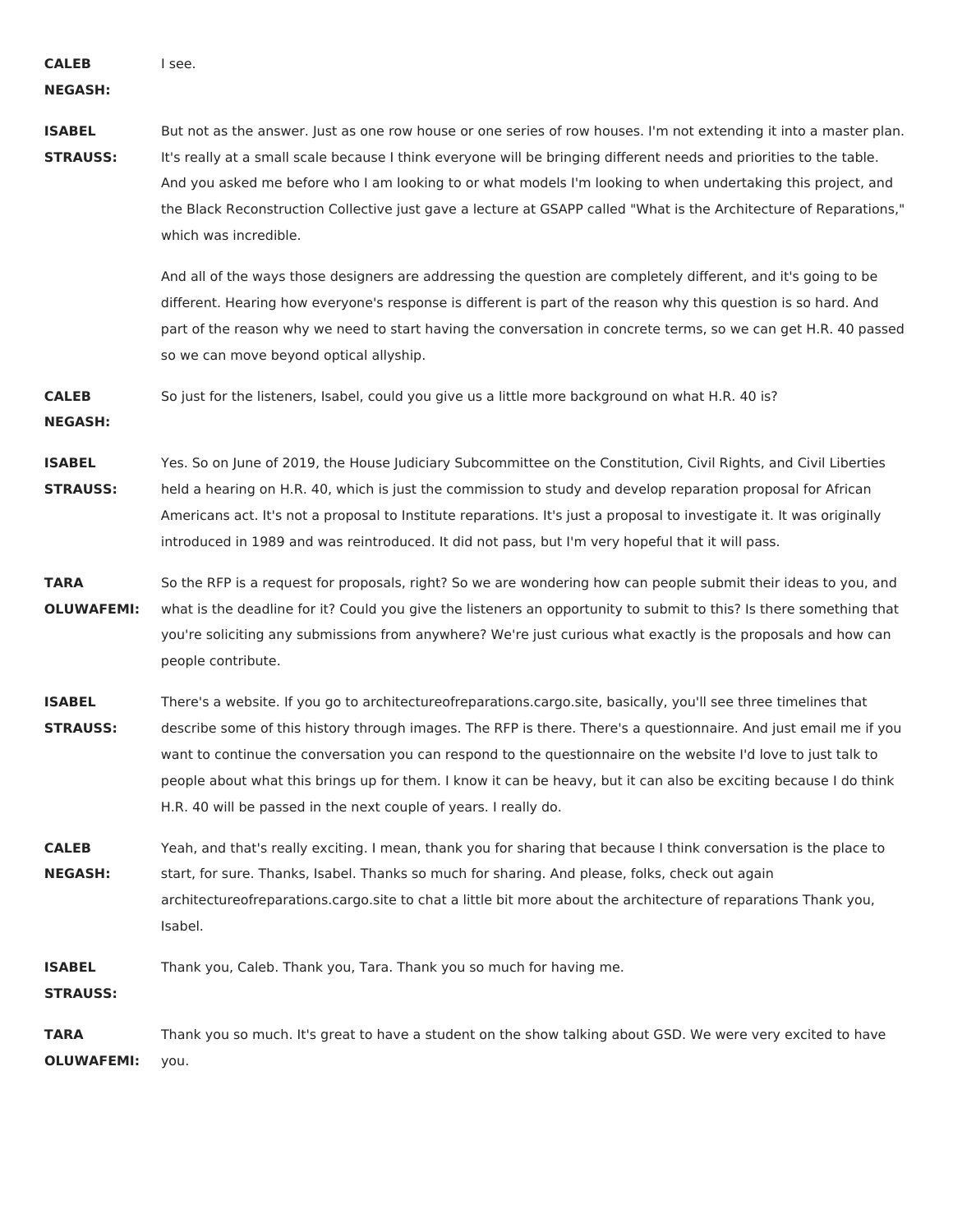**CALEB NEGASH:** I see.

**ISABEL STRAUSS:** But not as the answer. Just as one row house or one series of row houses. I'm not extending it into a master plan. It's really at a small scale because I think everyone will be bringing different needs and priorities to the table. And you asked me before who I am looking to or what models I'm looking to when undertaking this project, and the Black Reconstruction Collective just gave a lecture at GSAPP called "What is the Architecture of Reparations," which was incredible.

And all of the ways those designers are addressing the question are completely different, and it's going to be different. Hearing how everyone's response is different is part of the reason why this question is so hard. And part of the reason why we need to start having the conversation in concrete terms, so we can get H.R. 40 passed so we can move beyond optical allyship.

**CALEB NEGASH:** So just for the listeners, Isabel, could you give us a little more background on what H.R. 40 is?

**ISABEL STRAUSS:** Yes. So on June of 2019, the House Judiciary Subcommittee on the Constitution, Civil Rights, and Civil Liberties held a hearing on H.R. 40, which is just the commission to study and develop reparation proposal for African Americans act. It's not a proposal to Institute reparations. It's just a proposal to investigate it. It was originally introduced in 1989 and was reintroduced. It did not pass, but I'm very hopeful that it will pass.

**TARA OLUWAFEMI:** So the RFP is a request for proposals, right? So we are wondering how can people submit their ideas to you, and what is the deadline for it? Could you give the listeners an opportunity to submit to this? Is there something that you're soliciting any submissions from anywhere? We're just curious what exactly is the proposals and how can people contribute.

**ISABEL STRAUSS:** There's a website. If you go to architectureofreparations.cargo.site, basically, you'll see three timelines that describe some of this history through images. The RFP is there. There's a questionnaire. And just email me if you want to continue the conversation you can respond to the questionnaire on the website I'd love to just talk to people about what this brings up for them. I know it can be heavy, but it can also be exciting because I do think H.R. 40 will be passed in the next couple of years. I really do.

**CALEB NEGASH:** Yeah, and that's really exciting. I mean, thank you for sharing that because I think conversation is the place to start, for sure. Thanks, Isabel. Thanks so much for sharing. And please, folks, check out again architectureofreparations.cargo.site to chat a little bit more about the architecture of reparations Thank you, Isabel.

**ISABEL STRAUSS:** Thank you, Caleb. Thank you, Tara. Thank you so much for having me.

**TARA OLUWAFEMI:** Thank you so much. It's great to have a student on the show talking about GSD. We were very excited to have you.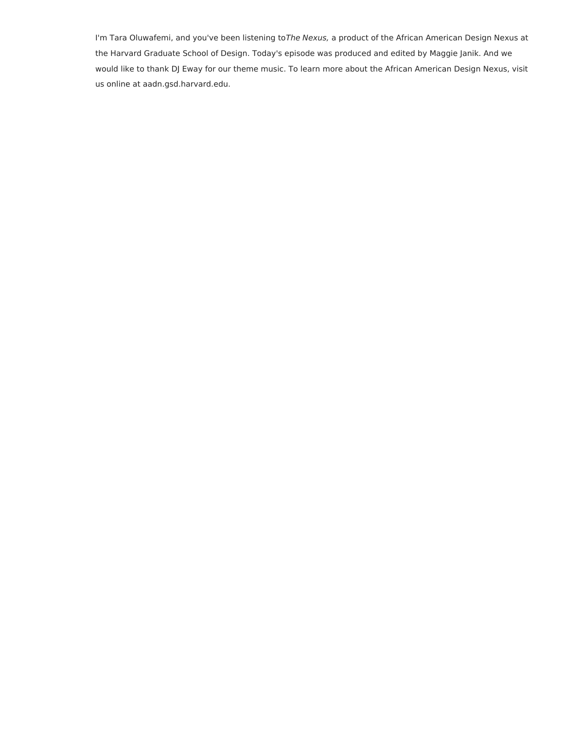I'm Tara Oluwafemi, and you've been listening to *The Nexus,* a product of the African American Design Nexus at the Harvard Graduate School of Design. Today's episode was produced and edited by Maggie Janik. And we would like to thank DJ Eway for our theme music. To learn more about the African American Design Nexus, visit us online at aadn.gsd.harvard.edu.